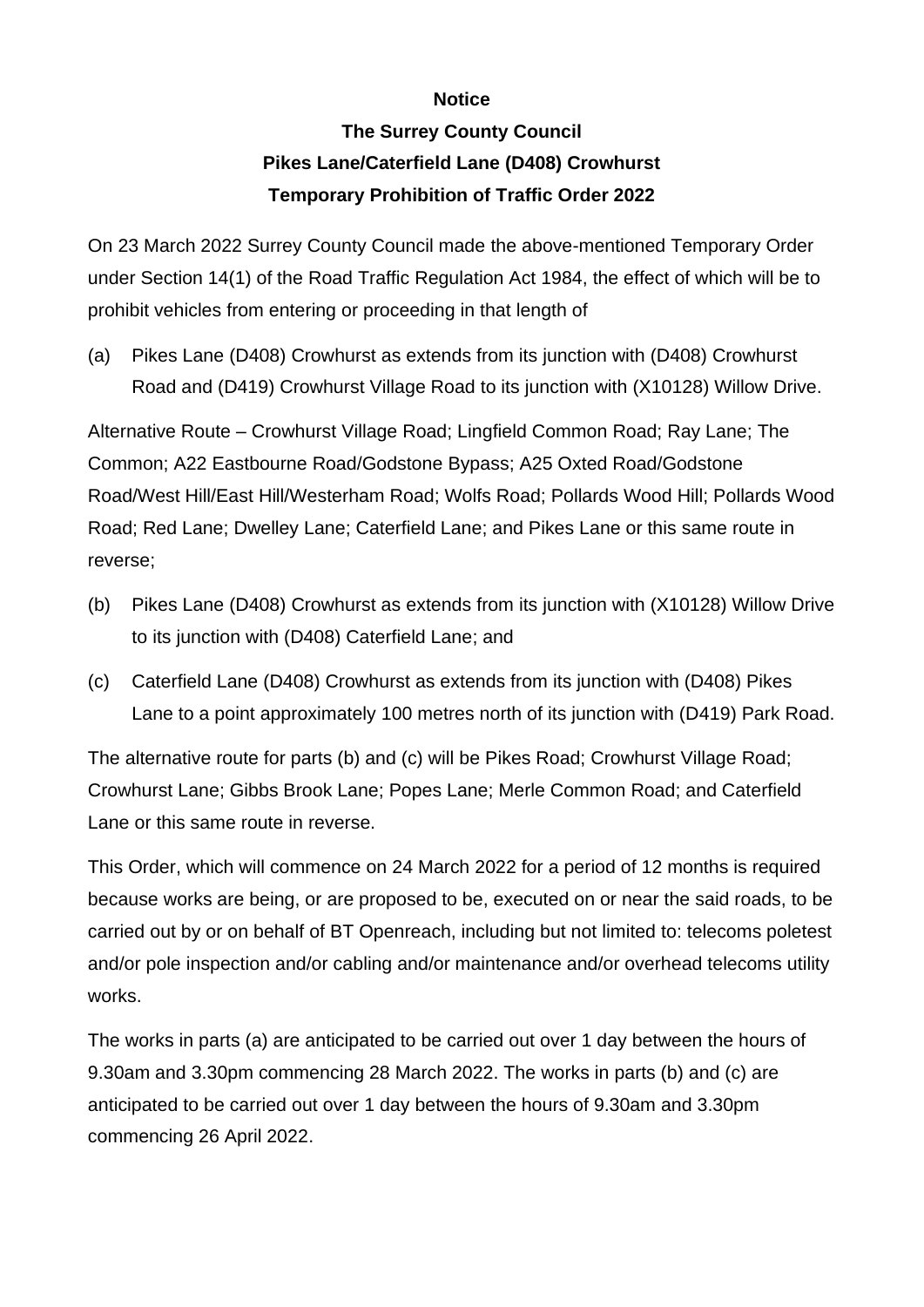**Notice**

**The Surrey County Council**
**Pikes Lane/Caterfield Lane (D408) Crowhurst**
**Temporary Prohibition of Traffic Order 2022**

On 23 March 2022 Surrey County Council made the above-mentioned Temporary Order under Section 14(1) of the Road Traffic Regulation Act 1984, the effect of which will be to prohibit vehicles from entering or proceeding in that length of

(a) Pikes Lane (D408) Crowhurst as extends from its junction with (D408) Crowhurst Road and (D419) Crowhurst Village Road to its junction with (X10128) Willow Drive.

Alternative Route – Crowhurst Village Road; Lingfield Common Road; Ray Lane; The Common; A22 Eastbourne Road/Godstone Bypass; A25 Oxted Road/Godstone Road/West Hill/East Hill/Westerham Road; Wolfs Road; Pollards Wood Hill; Pollards Wood Road; Red Lane; Dwelley Lane; Caterfield Lane; and Pikes Lane or this same route in reverse;

(b) Pikes Lane (D408) Crowhurst as extends from its junction with (X10128) Willow Drive to its junction with (D408) Caterfield Lane; and

(c) Caterfield Lane (D408) Crowhurst as extends from its junction with (D408) Pikes Lane to a point approximately 100 metres north of its junction with (D419) Park Road.

The alternative route for parts (b) and (c) will be Pikes Road; Crowhurst Village Road; Crowhurst Lane; Gibbs Brook Lane; Popes Lane; Merle Common Road; and Caterfield Lane or this same route in reverse.

This Order, which will commence on 24 March 2022 for a period of 12 months is required because works are being, or are proposed to be, executed on or near the said roads, to be carried out by or on behalf of BT Openreach, including but not limited to: telecoms poletest and/or pole inspection and/or cabling and/or maintenance and/or overhead telecoms utility works.

The works in parts (a) are anticipated to be carried out over 1 day between the hours of 9.30am and 3.30pm commencing 28 March 2022. The works in parts (b) and (c) are anticipated to be carried out over 1 day between the hours of 9.30am and 3.30pm commencing 26 April 2022.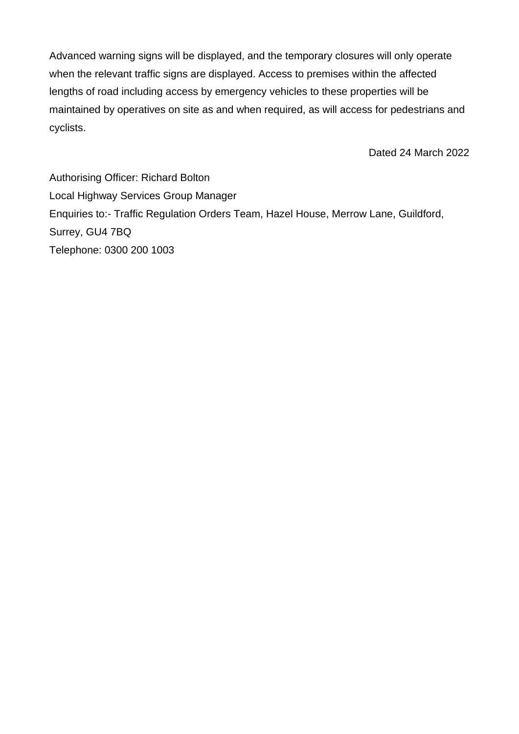Advanced warning signs will be displayed, and the temporary closures will only operate when the relevant traffic signs are displayed. Access to premises within the affected lengths of road including access by emergency vehicles to these properties will be maintained by operatives on site as and when required, as will access for pedestrians and cyclists.

Dated 24 March 2022

Authorising Officer: Richard Bolton
Local Highway Services Group Manager
Enquiries to:- Traffic Regulation Orders Team, Hazel House, Merrow Lane, Guildford, Surrey, GU4 7BQ
Telephone: 0300 200 1003